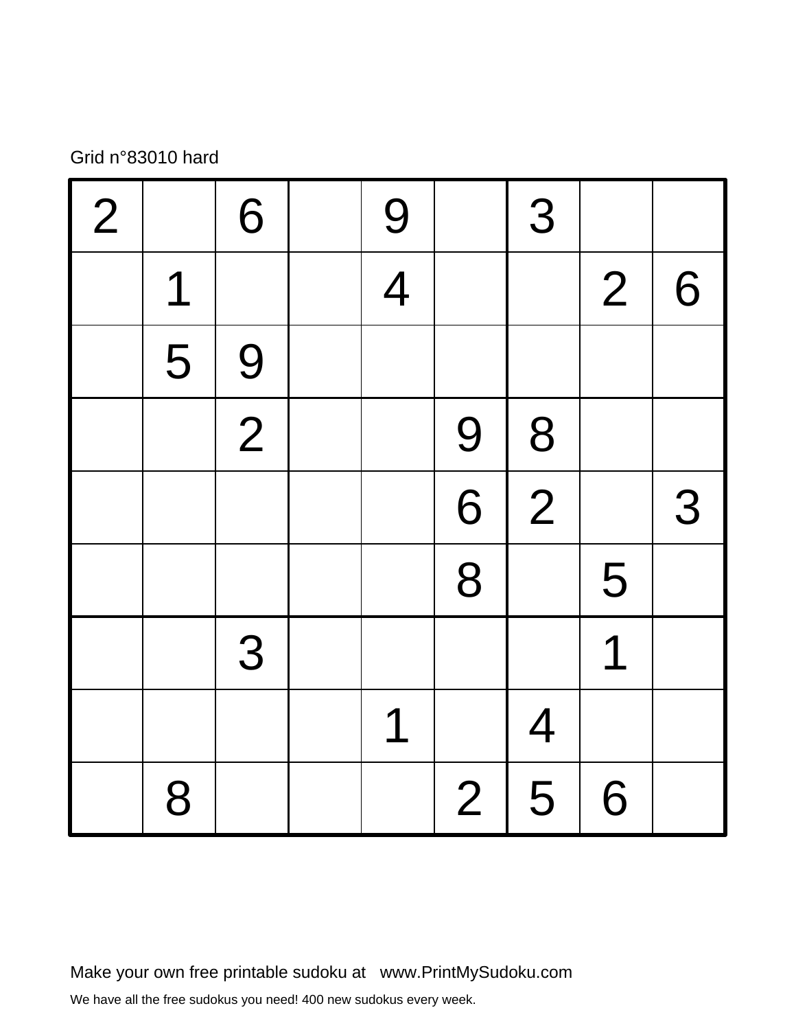Grid n°83010 hard

| | | | | | | | | |
|---|---|---|---|---|---|---|---|---|
| 2 | | 6 | | 9 | | 3 | | |
| | 1 | | | 4 | | | 2 | 6 |
| | 5 | 9 | | | | | | |
| | | 2 | | | 9 | 8 | | |
| | | | | | 6 | 2 | | 3 |
| | | | | | 8 | | 5 | |
| | | 3 | | | | | 1 | |
| | | | | 1 | | 4 | | |
| | 8 | | | | 2 | 5 | 6 | |

Make your own free printable sudoku at www.PrintMySudoku.com

We have all the free sudokus you need! 400 new sudokus every week.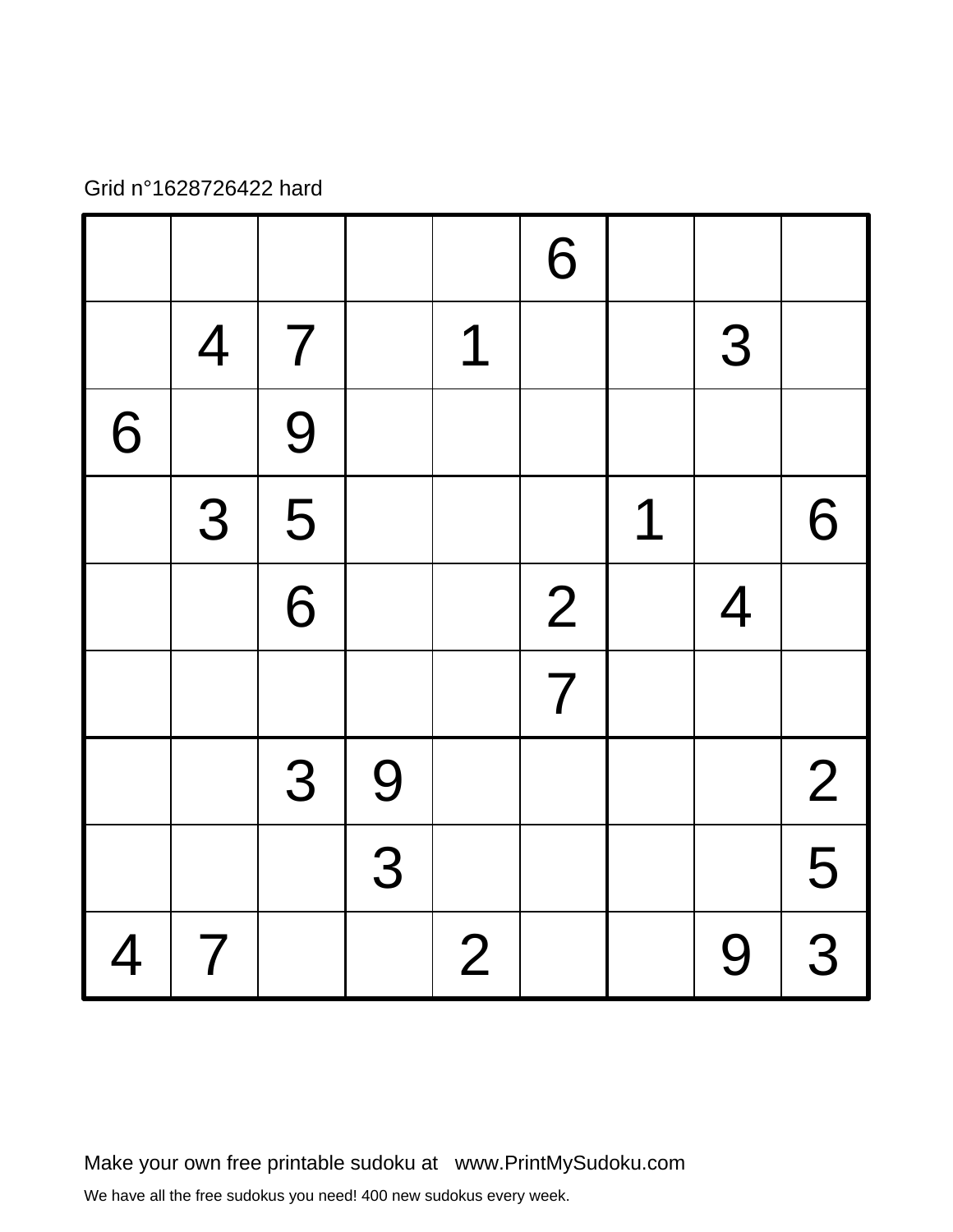Grid n°1628726422 hard

| | | | | | | | | |
|---|---|---|---|---|---|---|---|---|
| | | | | | 6 | | | |
| | 4 | 7 | | 1 | | | 3 | |
| 6 | | 9 | | | | | | |
| | 3 | 5 | | | | 1 | | 6 |
| | | 6 | | | 2 | | 4 | |
| | | | | | 7 | | | |
| | | 3 | 9 | | | | | 2 |
| | | | 3 | | | | | 5 |
| 4 | 7 | | | 2 | | | 9 | 3 |

Make your own free printable sudoku at www.PrintMySudoku.com

We have all the free sudokus you need! 400 new sudokus every week.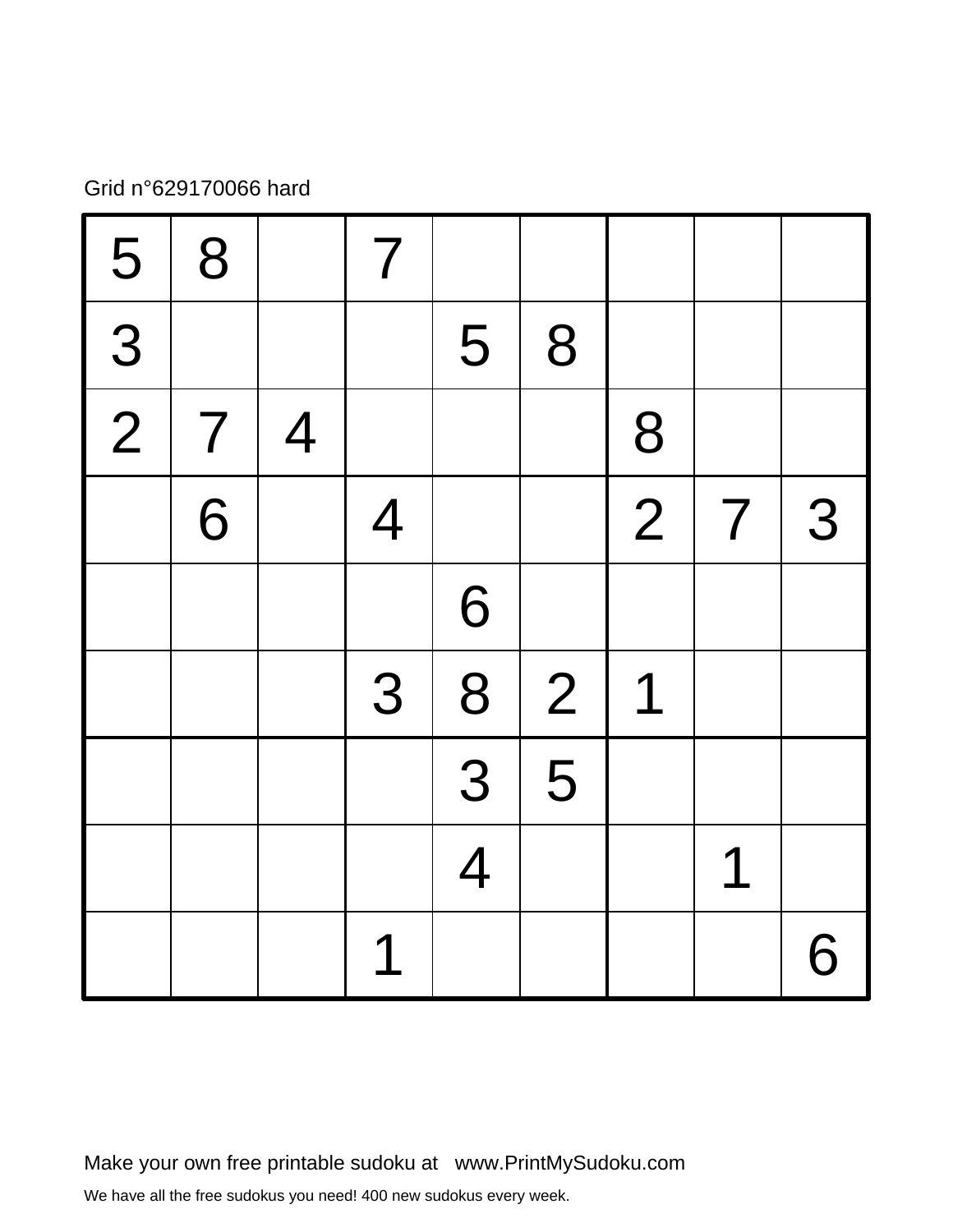Grid n°629170066 hard

| | | | | | | | | |
|---|---|---|---|---|---|---|---|---|
| 5 | 8 | | 7 | | | | | |
| 3 | | | | 5 | 8 | | | |
| 2 | 7 | 4 | | | | 8 | | |
| | 6 | | 4 | | | 2 | 7 | 3 |
| | | | | 6 | | | | |
| | | | 3 | 8 | 2 | 1 | | |
| | | | | 3 | 5 | | | |
| | | | | 4 | | | 1 | |
| | | | 1 | | | | | 6 |

Make your own free printable sudoku at www.PrintMySudoku.com

We have all the free sudokus you need! 400 new sudokus every week.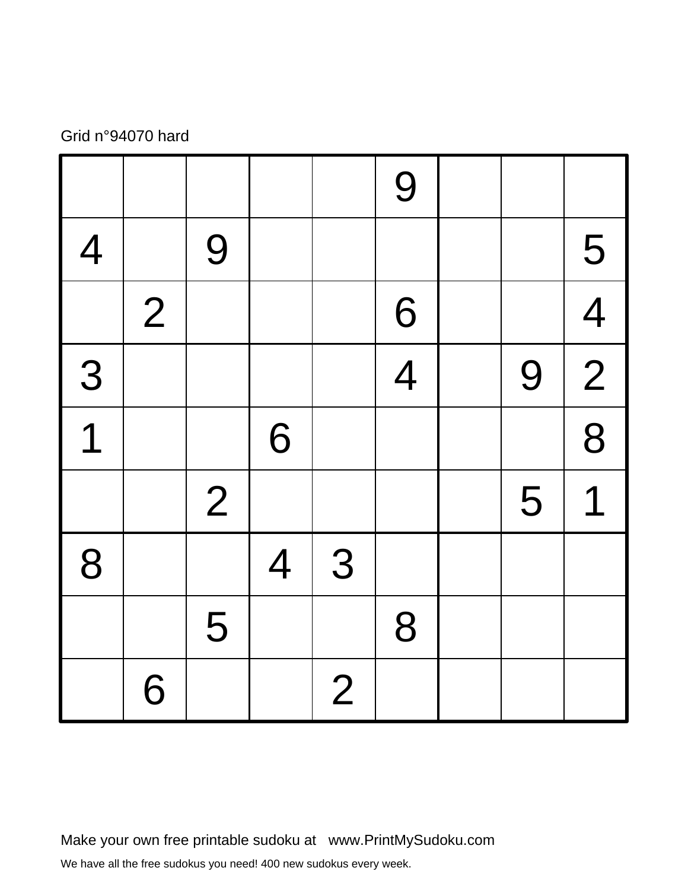Grid n°94070 hard

| | | | | | | | | |
|---|---|---|---|---|---|---|---|---|
| | | | | | 9 | | | |
| 4 | | 9 | | | | | | 5 |
| | 2 | | | | 6 | | | 4 |
| 3 | | | | | 4 | | 9 | 2 |
| 1 | | | 6 | | | | | 8 |
| | | 2 | | | | | 5 | 1 |
| 8 | | | 4 | 3 | | | | |
| | | 5 | | | 8 | | | |
| | 6 | | | 2 | | | | |

Make your own free printable sudoku at www.PrintMySudoku.com

We have all the free sudokus you need! 400 new sudokus every week.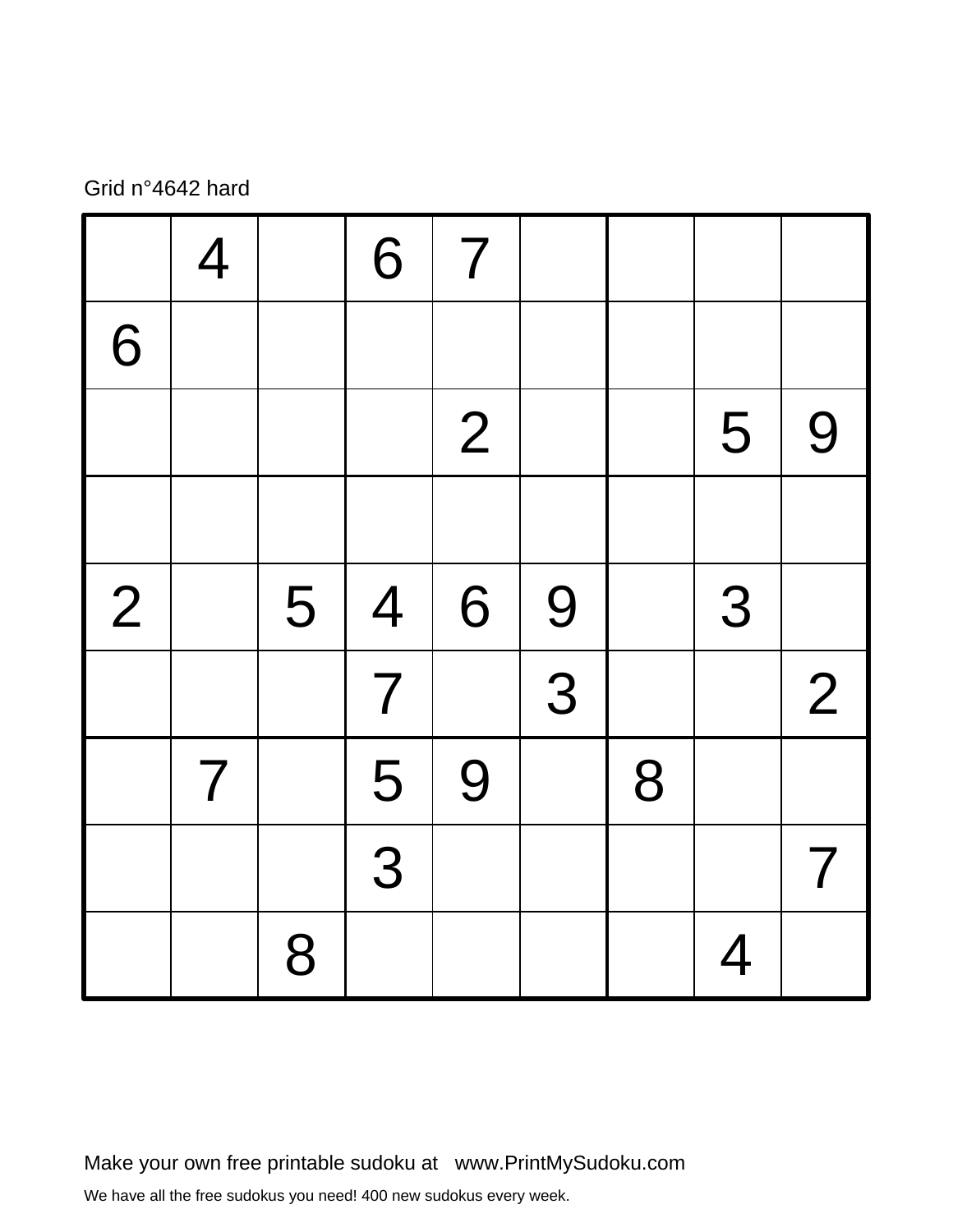Grid n°4642 hard

| | | | | | | | | |
|---|---|---|---|---|---|---|---|---|
| | 4 | | 6 | 7 | | | | |
| 6 | | | | | | | | |
| | | | | 2 | | | 5 | 9 |
| | | | | | | | | |
| 2 | | 5 | 4 | 6 | 9 | | 3 | |
| | | | 7 | | 3 | | | 2 |
| | 7 | | 5 | 9 | | 8 | | |
| | | | 3 | | | | | 7 |
| | | 8 | | | | | 4 | |

Make your own free printable sudoku at www.PrintMySudoku.com

We have all the free sudokus you need! 400 new sudokus every week.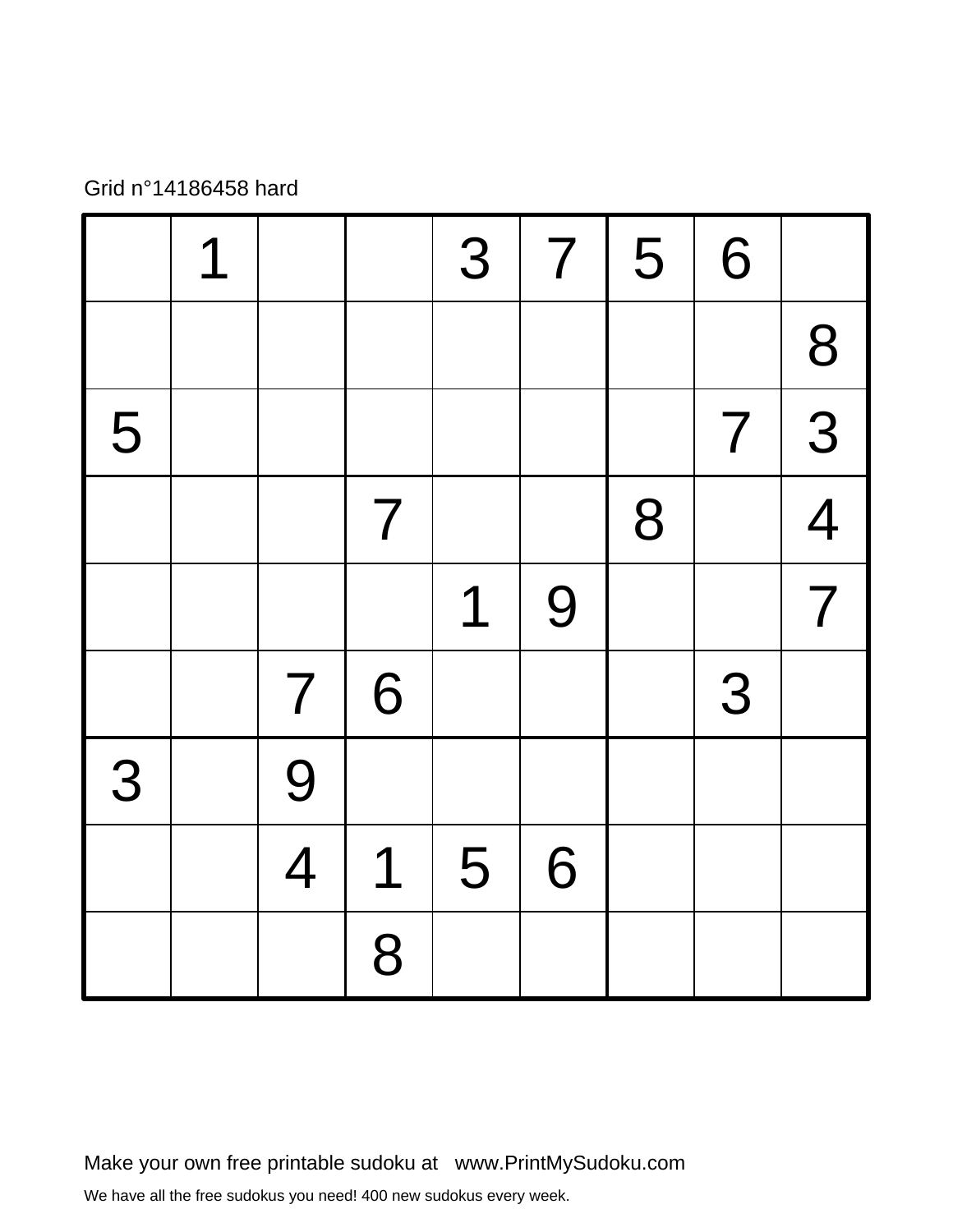Grid n°14186458 hard

| | | | | | | | | |
|---|---|---|---|---|---|---|---|---|
| | 1 | | | 3 | 7 | 5 | 6 | |
| | | | | | | | | 8 |
| 5 | | | | | | | 7 | 3 |
| | | | 7 | | | 8 | | 4 |
| | | | | 1 | 9 | | | 7 |
| | | 7 | 6 | | | | 3 | |
| 3 | | 9 | | | | | | |
| | | 4 | 1 | 5 | 6 | | | |
| | | | 8 | | | | | |

Make your own free printable sudoku at www.PrintMySudoku.com

We have all the free sudokus you need! 400 new sudokus every week.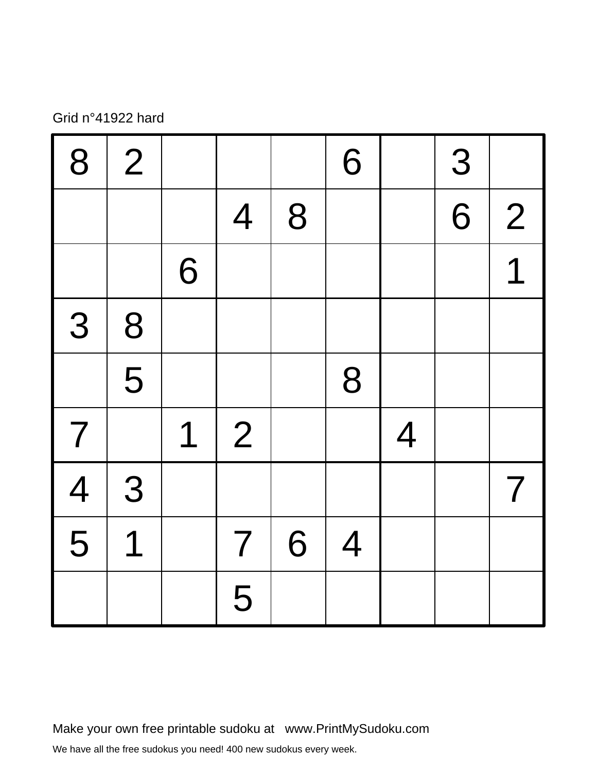Grid n°41922 hard

| | | | | | | | | |
|---|---|---|---|---|---|---|---|---|
| 8 | 2 | | | | 6 | | 3 | |
| | | | 4 | 8 | | | 6 | 2 |
| | | 6 | | | | | | 1 |
| 3 | 8 | | | | | | | |
| | 5 | | | | 8 | | | |
| 7 | | 1 | 2 | | | 4 | | |
| 4 | 3 | | | | | | | 7 |
| 5 | 1 | | 7 | 6 | 4 | | | |
| | | | 5 | | | | | |

Make your own free printable sudoku at www.PrintMySudoku.com

We have all the free sudokus you need! 400 new sudokus every week.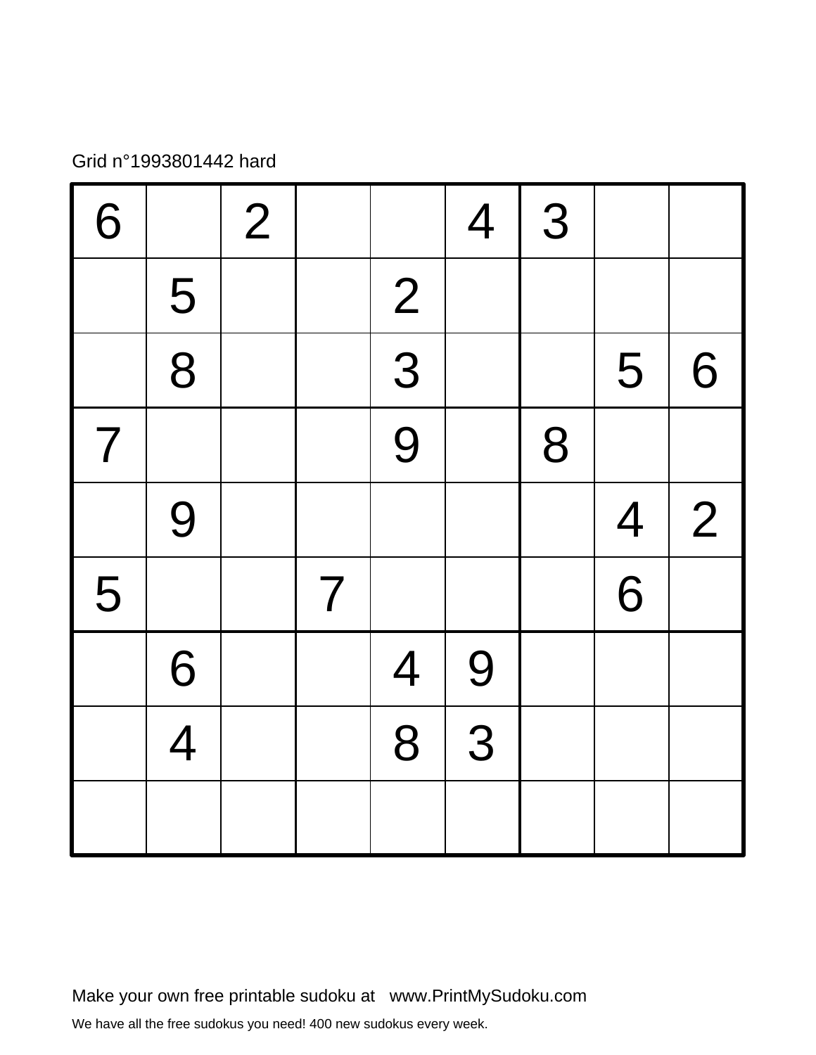Grid n°1993801442 hard

| | | | | | | | | |
|---|---|---|---|---|---|---|---|---|
| 6 | | 2 | | | 4 | 3 | | |
| | 5 | | | 2 | | | | |
| | 8 | | | 3 | | | 5 | 6 |
| 7 | | | | 9 | | 8 | | |
| | 9 | | | | | | 4 | 2 |
| 5 | | | 7 | | | | 6 | |
| | 6 | | | 4 | 9 | | | |
| | 4 | | | 8 | 3 | | | |
| | | | | | | | | |

Make your own free printable sudoku at www.PrintMySudoku.com

We have all the free sudokus you need! 400 new sudokus every week.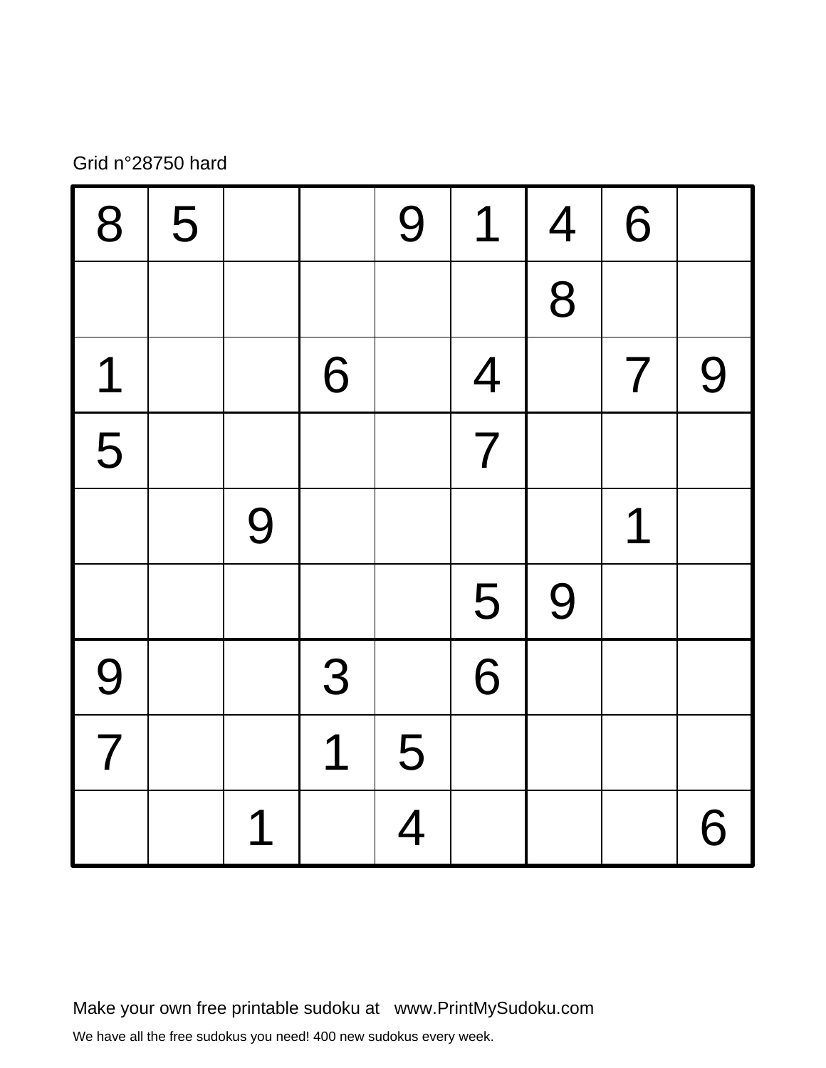Grid n°28750 hard

| | | | | | | | | |
|---|---|---|---|---|---|---|---|---|
| 8 | 5 | | | 9 | 1 | 4 | 6 | |
| | | | | | | 8 | | |
| 1 | | | 6 | | 4 | | 7 | 9 |
| 5 | | | | | 7 | | | |
| | | 9 | | | | | 1 | |
| | | | | | 5 | 9 | | |
| 9 | | | 3 | | 6 | | | |
| 7 | | | 1 | 5 | | | | |
| | | 1 | | 4 | | | | 6 |

Make your own free printable sudoku at www.PrintMySudoku.com

We have all the free sudokus you need! 400 new sudokus every week.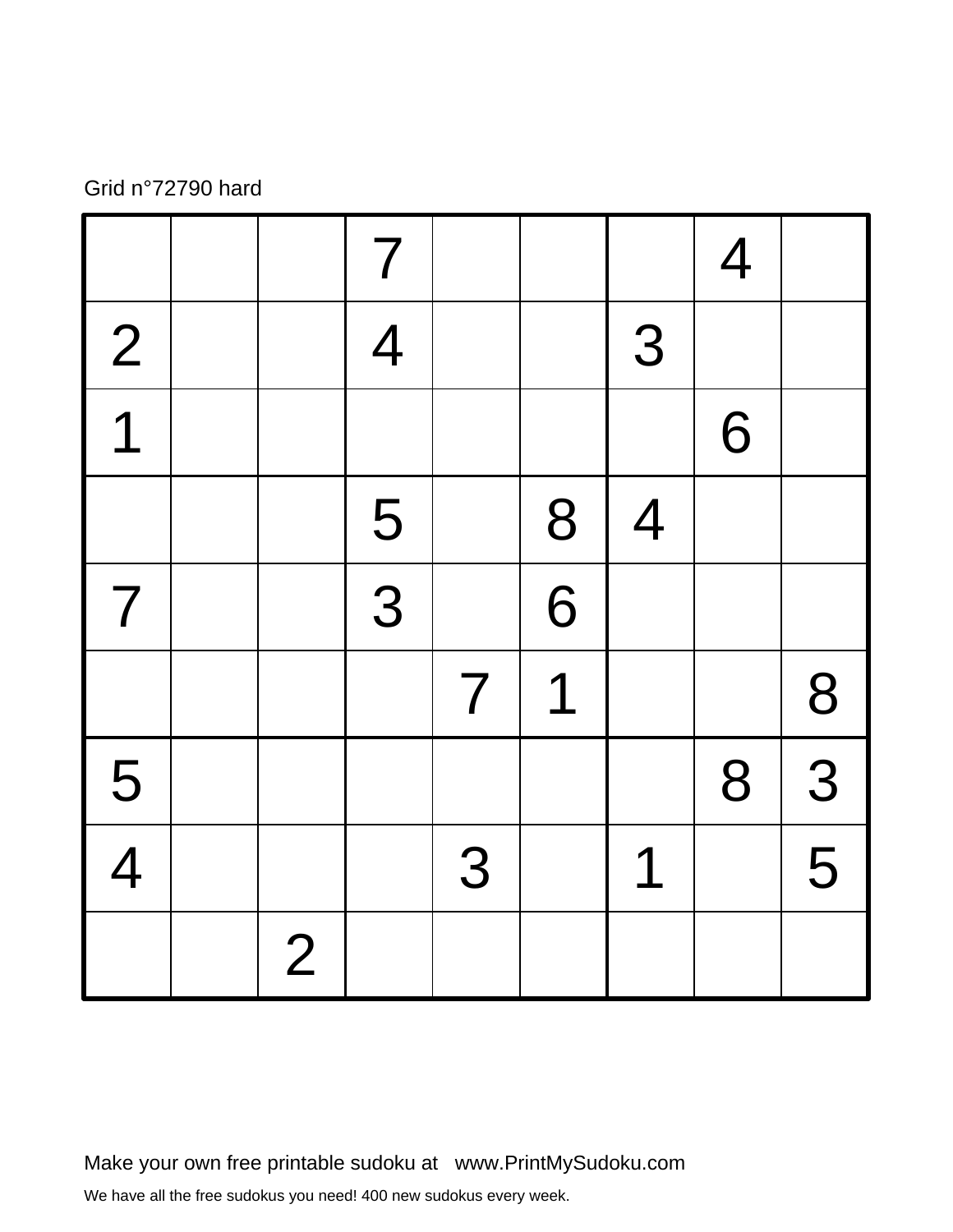Grid n°72790 hard

|   |   |   |   |   |   |   |   |   |
|---|---|---|---|---|---|---|---|---|
|   |   |   | 7 |   |   |   | 4 |   |
| 2 |   |   | 4 |   |   | 3 |   |   |
| 1 |   |   |   |   |   |   | 6 |   |
|   |   |   | 5 |   | 8 | 4 |   |   |
| 7 |   |   | 3 |   | 6 |   |   |   |
|   |   |   |   | 7 | 1 |   |   | 8 |
| 5 |   |   |   |   |   |   | 8 | 3 |
| 4 |   |   |   | 3 |   | 1 |   | 5 |
|   |   | 2 |   |   |   |   |   |   |

Make your own free printable sudoku at www.PrintMySudoku.com

We have all the free sudokus you need! 400 new sudokus every week.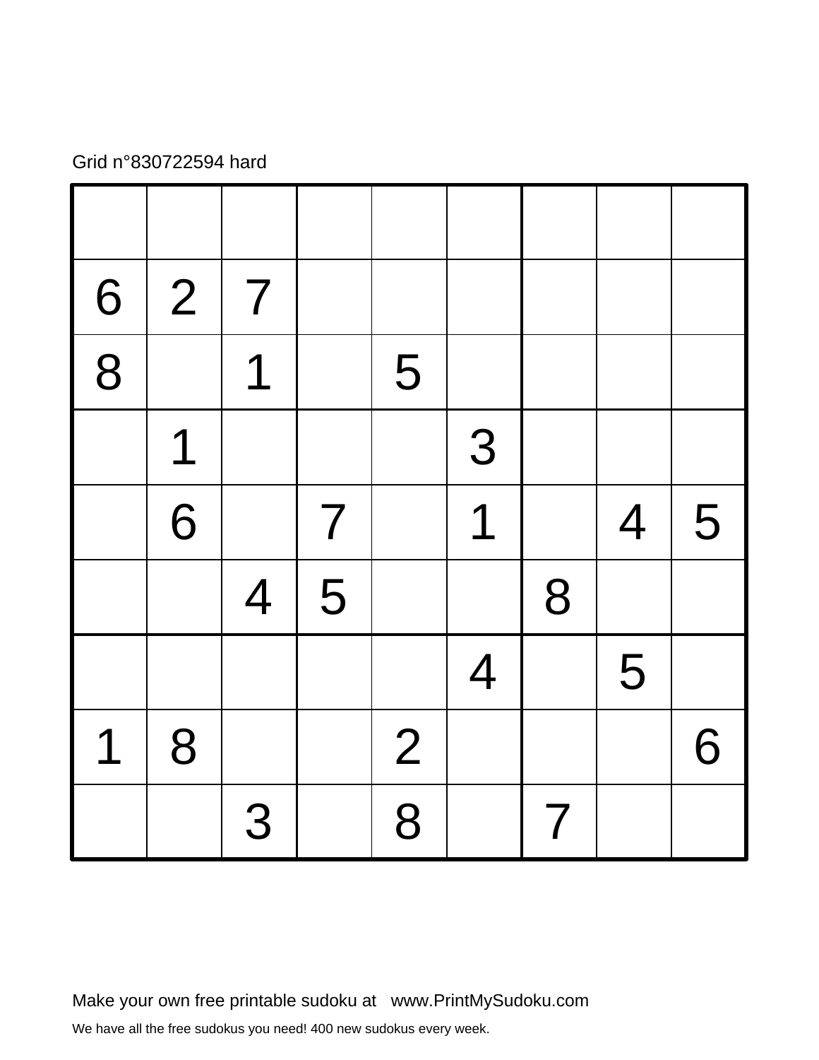Grid n°830722594 hard

| | | | | | | | | |
|---|---|---|---|---|---|---|---|---|
| | | | | | | | | |
| 6 | 2 | 7 | | | | | | |
| 8 | | 1 | | 5 | | | | |
| | 1 | | | | 3 | | | |
| | 6 | | 7 | | 1 | | 4 | 5 |
| | | 4 | 5 | | | 8 | | |
| | | | | | 4 | | 5 | |
| 1 | 8 | | | 2 | | | | 6 |
| | | 3 | | 8 | | 7 | | |

Make your own free printable sudoku at www.PrintMySudoku.com

We have all the free sudokus you need! 400 new sudokus every week.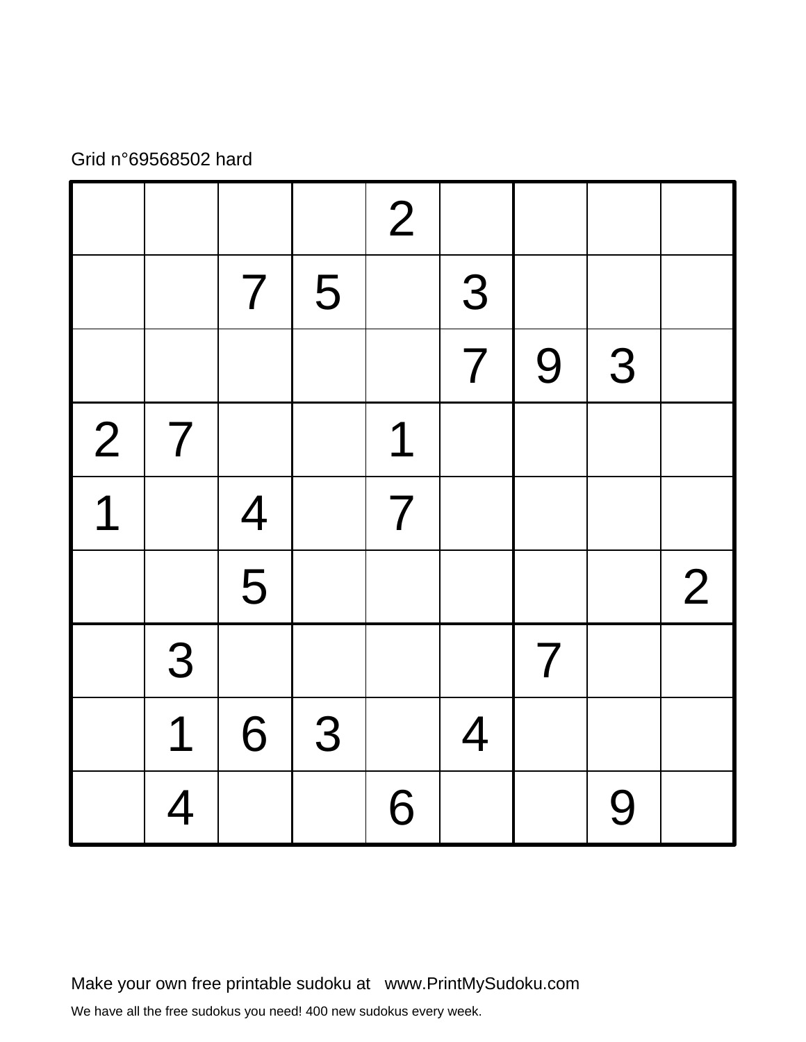Grid n°69568502 hard

| | | | | | | | | |
|---|---|---|---|---|---|---|---|---|
| | | | | 2 | | | | |
| | | 7 | 5 | | 3 | | | |
| | | | | | 7 | 9 | 3 | |
| 2 | 7 | | | 1 | | | | |
| 1 | | 4 | | 7 | | | | |
| | | 5 | | | | | | 2 |
| | 3 | | | | | 7 | | |
| | 1 | 6 | 3 | | 4 | | | |
| | 4 | | | 6 | | | 9 | |

Make your own free printable sudoku at www.PrintMySudoku.com

We have all the free sudokus you need! 400 new sudokus every week.